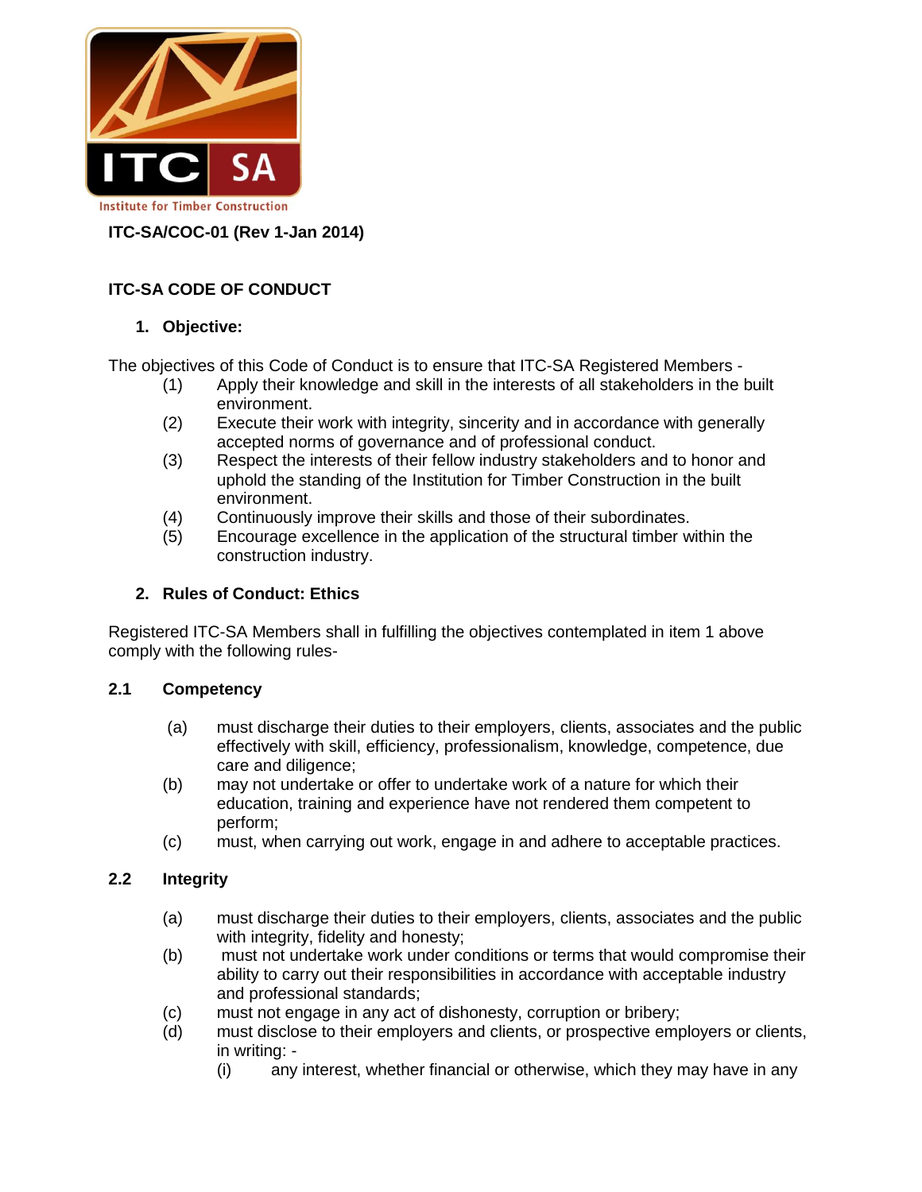Institute for Timber Construction

**ITC-SA/COC-01 (Rev 1-Jan 2014)**

# ITC-SA CODE OF CONDUCT

## 1. Objective:

The objectives of this Code of Conduct is to ensure that ITC-SA Registered Members -

(1) Apply their knowledge and skill in the interests of all stakeholders in the built environment.

(2) Execute their work with integrity, sincerity and in accordance with generally accepted norms of governance and of professional conduct.

(3) Respect the interests of their fellow industry stakeholders and to honor and uphold the standing of the Institution for Timber Construction in the built environment.

(4) Continuously improve their skills and those of their subordinates.

(5) Encourage excellence in the application of the structural timber within the construction industry.

## 2. Rules of Conduct: Ethics

Registered ITC-SA Members shall in fulfilling the objectives contemplated in item 1 above comply with the following rules-

### 2.1 Competency

(a) must discharge their duties to their employers, clients, associates and the public effectively with skill, efficiency, professionalism, knowledge, competence, due care and diligence;

(b) may not undertake or offer to undertake work of a nature for which their education, training and experience have not rendered them competent to perform;

(c) must, when carrying out work, engage in and adhere to acceptable practices.

### 2.2 Integrity

(a) must discharge their duties to their employers, clients, associates and the public with integrity, fidelity and honesty;

(b) must not undertake work under conditions or terms that would compromise their ability to carry out their responsibilities in accordance with acceptable industry and professional standards;

(c) must not engage in any act of dishonesty, corruption or bribery;

(d) must disclose to their employers and clients, or prospective employers or clients, in writing: -

(i) any interest, whether financial or otherwise, which they may have in any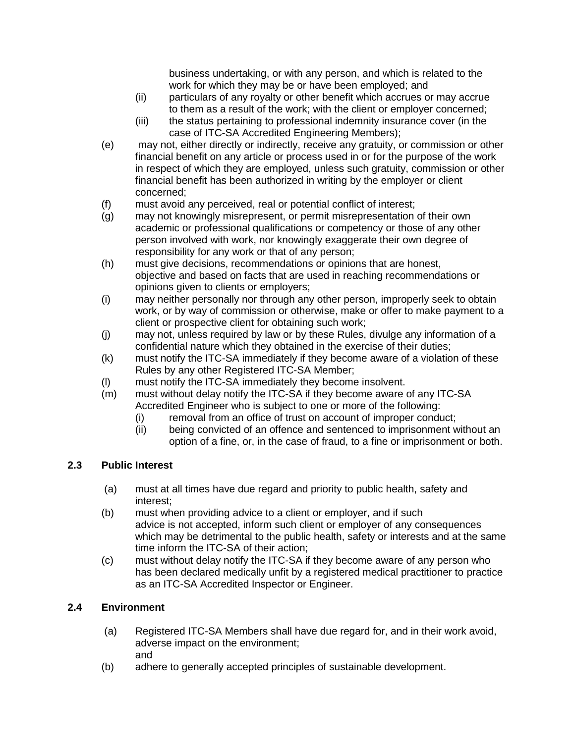business undertaking, or with any person, and which is related to the work for which they may be or have been employed; and

(ii) particulars of any royalty or other benefit which accrues or may accrue to them as a result of the work; with the client or employer concerned;

(iii) the status pertaining to professional indemnity insurance cover (in the case of ITC-SA Accredited Engineering Members);

(e) may not, either directly or indirectly, receive any gratuity, or commission or other financial benefit on any article or process used in or for the purpose of the work in respect of which they are employed, unless such gratuity, commission or other financial benefit has been authorized in writing by the employer or client concerned;

(f) must avoid any perceived, real or potential conflict of interest;

(g) may not knowingly misrepresent, or permit misrepresentation of their own academic or professional qualifications or competency or those of any other person involved with work, nor knowingly exaggerate their own degree of responsibility for any work or that of any person;

(h) must give decisions, recommendations or opinions that are honest, objective and based on facts that are used in reaching recommendations or opinions given to clients or employers;

(i) may neither personally nor through any other person, improperly seek to obtain work, or by way of commission or otherwise, make or offer to make payment to a client or prospective client for obtaining such work;

(j) may not, unless required by law or by these Rules, divulge any information of a confidential nature which they obtained in the exercise of their duties;

(k) must notify the ITC-SA immediately if they become aware of a violation of these Rules by any other Registered ITC-SA Member;

(l) must notify the ITC-SA immediately they become insolvent.

(m) must without delay notify the ITC-SA if they become aware of any ITC-SA Accredited Engineer who is subject to one or more of the following:

(i) removal from an office of trust on account of improper conduct;

(ii) being convicted of an offence and sentenced to imprisonment without an option of a fine, or, in the case of fraud, to a fine or imprisonment or both.

### 2.3 Public Interest

(a) must at all times have due regard and priority to public health, safety and interest;

(b) must when providing advice to a client or employer, and if such advice is not accepted, inform such client or employer of any consequences which may be detrimental to the public health, safety or interests and at the same time inform the ITC-SA of their action;

(c) must without delay notify the ITC-SA if they become aware of any person who has been declared medically unfit by a registered medical practitioner to practice as an ITC-SA Accredited Inspector or Engineer.

### 2.4 Environment

(a) Registered ITC-SA Members shall have due regard for, and in their work avoid, adverse impact on the environment;
and

(b) adhere to generally accepted principles of sustainable development.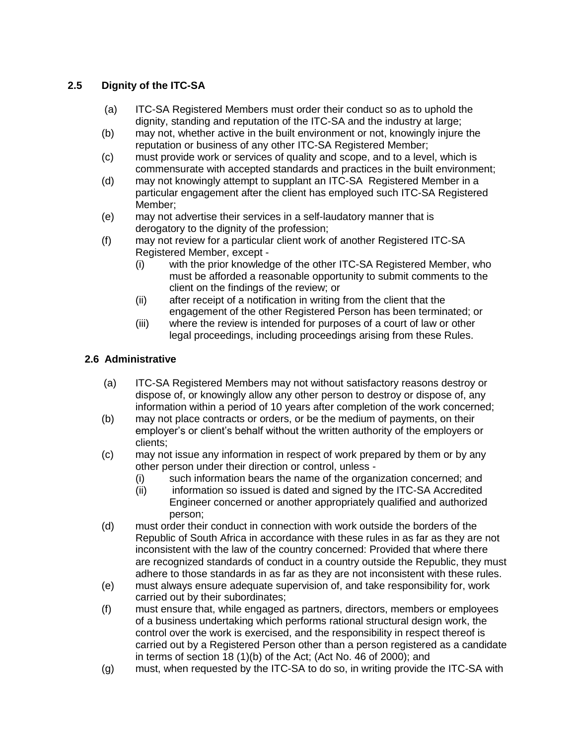### 2.5 Dignity of the ITC-SA

(a) ITC-SA Registered Members must order their conduct so as to uphold the dignity, standing and reputation of the ITC-SA and the industry at large;

(b) may not, whether active in the built environment or not, knowingly injure the reputation or business of any other ITC-SA Registered Member;

(c) must provide work or services of quality and scope, and to a level, which is commensurate with accepted standards and practices in the built environment;

(d) may not knowingly attempt to supplant an ITC-SA Registered Member in a particular engagement after the client has employed such ITC-SA Registered Member;

(e) may not advertise their services in a self-laudatory manner that is derogatory to the dignity of the profession;

(f) may not review for a particular client work of another Registered ITC-SA Registered Member, except -

  (i) with the prior knowledge of the other ITC-SA Registered Member, who must be afforded a reasonable opportunity to submit comments to the client on the findings of the review; or

  (ii) after receipt of a notification in writing from the client that the engagement of the other Registered Person has been terminated; or

  (iii) where the review is intended for purposes of a court of law or other legal proceedings, including proceedings arising from these Rules.

### 2.6 Administrative

(a) ITC-SA Registered Members may not without satisfactory reasons destroy or dispose of, or knowingly allow any other person to destroy or dispose of, any information within a period of 10 years after completion of the work concerned;

(b) may not place contracts or orders, or be the medium of payments, on their employer's or client's behalf without the written authority of the employers or clients;

(c) may not issue any information in respect of work prepared by them or by any other person under their direction or control, unless -

  (i) such information bears the name of the organization concerned; and

  (ii) information so issued is dated and signed by the ITC-SA Accredited Engineer concerned or another appropriately qualified and authorized person;

(d) must order their conduct in connection with work outside the borders of the Republic of South Africa in accordance with these rules in as far as they are not inconsistent with the law of the country concerned: Provided that where there are recognized standards of conduct in a country outside the Republic, they must adhere to those standards in as far as they are not inconsistent with these rules.

(e) must always ensure adequate supervision of, and take responsibility for, work carried out by their subordinates;

(f) must ensure that, while engaged as partners, directors, members or employees of a business undertaking which performs rational structural design work, the control over the work is exercised, and the responsibility in respect thereof is carried out by a Registered Person other than a person registered as a candidate in terms of section 18 (1)(b) of the Act; (Act No. 46 of 2000); and

(g) must, when requested by the ITC-SA to do so, in writing provide the ITC-SA with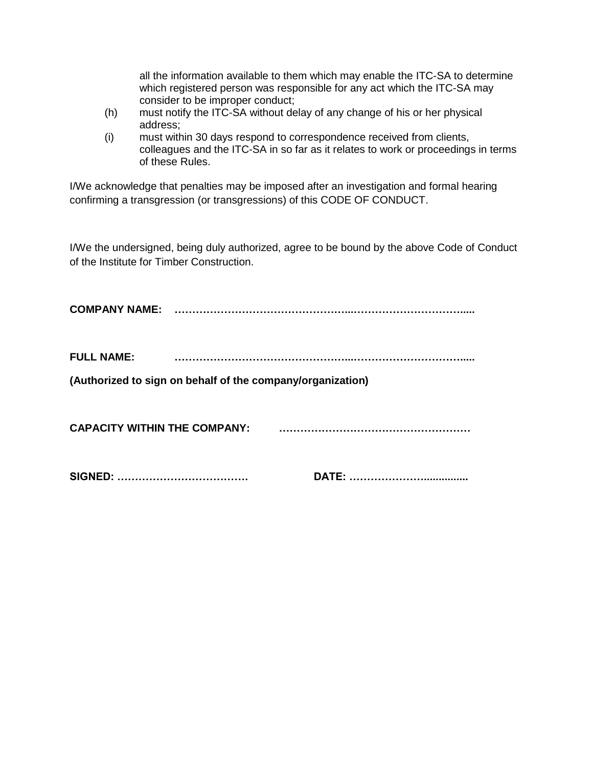all the information available to them which may enable the ITC-SA to determine which registered person was responsible for any act which the ITC-SA may consider to be improper conduct;

(h) must notify the ITC-SA without delay of any change of his or her physical address;

(i) must within 30 days respond to correspondence received from clients, colleagues and the ITC-SA in so far as it relates to work or proceedings in terms of these Rules.

I/We acknowledge that penalties may be imposed after an investigation and formal hearing confirming a transgression (or transgressions) of this CODE OF CONDUCT.

I/We the undersigned, being duly authorized, agree to be bound by the above Code of Conduct of the Institute for Timber Construction.

**COMPANY NAME: ……………………………………………..…………………………….....**

**FULL NAME: ……………………………………………..…………………………….....**

**(Authorized to sign on behalf of the company/organization)**

**CAPACITY WITHIN THE COMPANY: ………………………………………………**

**SIGNED: ………………………………. DATE: ………………….............**